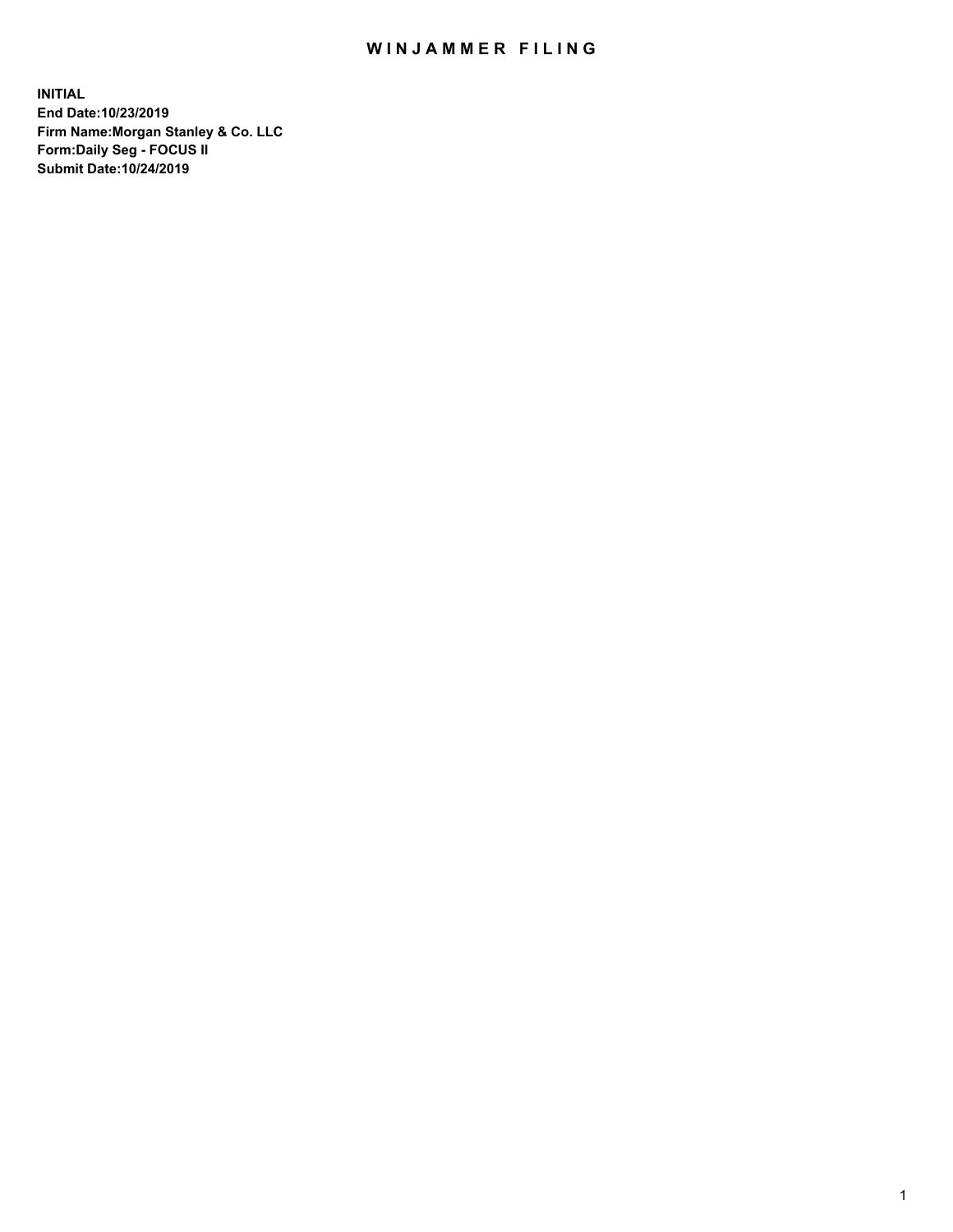# WINJAMMER FILING

**INITIAL**
**End Date:10/23/2019**
**Firm Name:Morgan Stanley & Co. LLC**
**Form:Daily Seg - FOCUS II**
**Submit Date:10/24/2019**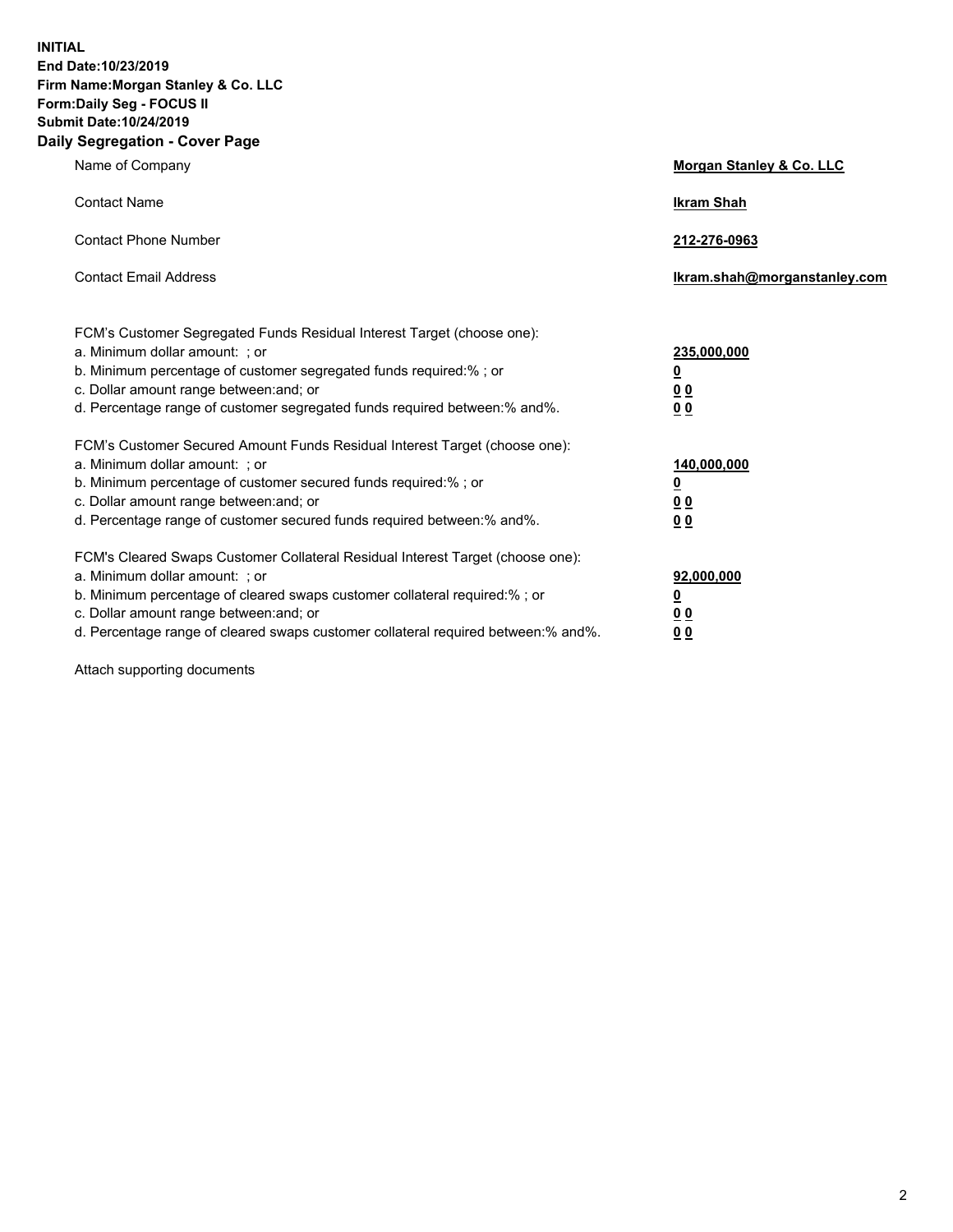**INITIAL**
**End Date:10/23/2019**
**Firm Name:Morgan Stanley & Co. LLC**
**Form:Daily Seg - FOCUS II**
**Submit Date:10/24/2019**

## Daily Segregation - Cover Page

| | |
|---|---|
| Name of Company | **Morgan Stanley & Co. LLC** |
| Contact Name | **Ikram Shah** |
| Contact Phone Number | **212-276-0963** |
| Contact Email Address | **Ikram.shah@morganstanley.com** |

| | |
|---|---|
| FCM's Customer Segregated Funds Residual Interest Target (choose one): | |
| a. Minimum dollar amount: ; or | **235,000,000** |
| b. Minimum percentage of customer segregated funds required:% ; or | **0** |
| c. Dollar amount range between:and; or | **0 0** |
| d. Percentage range of customer segregated funds required between:% and%. | **0 0** |
| FCM's Customer Secured Amount Funds Residual Interest Target (choose one): | |
| a. Minimum dollar amount: ; or | **140,000,000** |
| b. Minimum percentage of customer secured funds required:% ; or | **0** |
| c. Dollar amount range between:and; or | **0 0** |
| d. Percentage range of customer secured funds required between:% and%. | **0 0** |
| FCM's Cleared Swaps Customer Collateral Residual Interest Target (choose one): | |
| a. Minimum dollar amount: ; or | **92,000,000** |
| b. Minimum percentage of cleared swaps customer collateral required:% ; or | **0** |
| c. Dollar amount range between:and; or | **0 0** |
| d. Percentage range of cleared swaps customer collateral required between:% and%. | **0 0** |

Attach supporting documents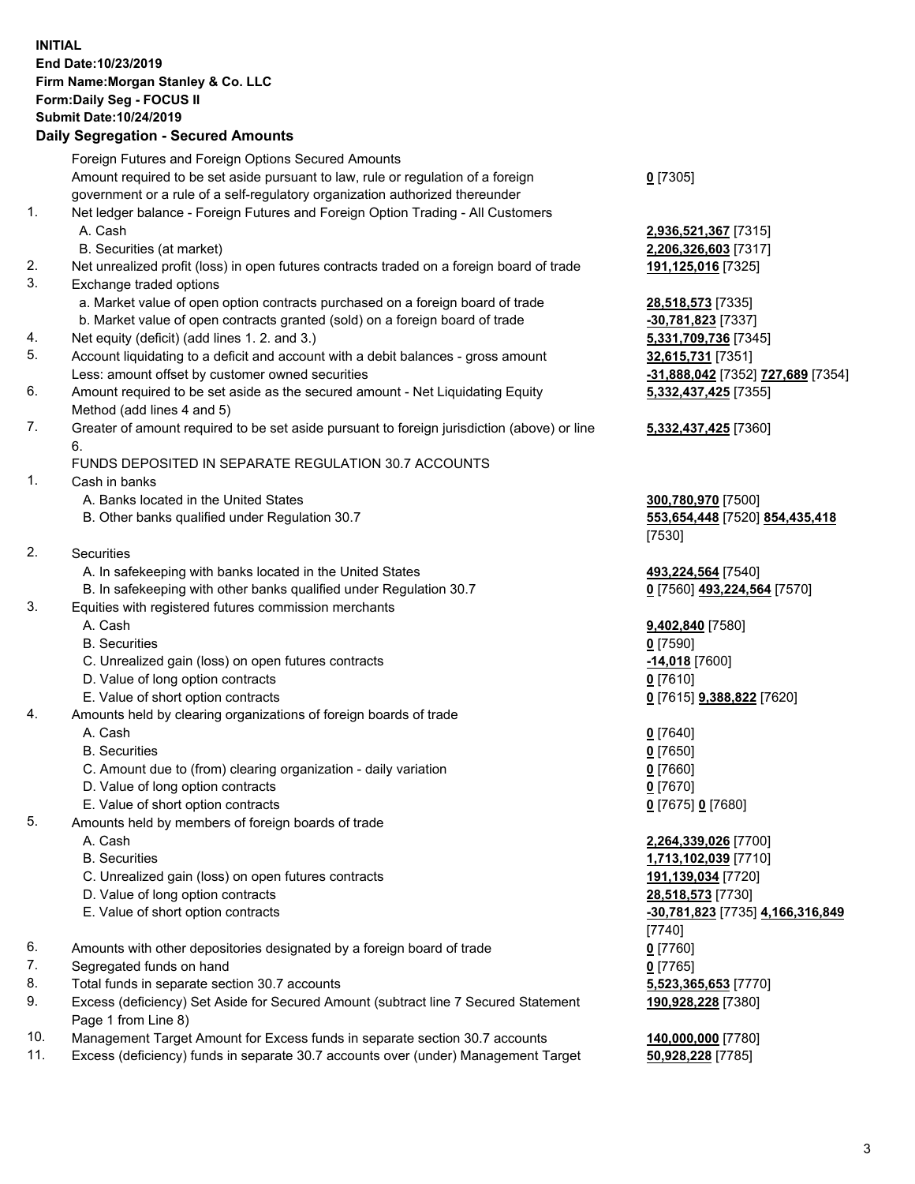**INITIAL**
**End Date:10/23/2019**
**Firm Name:Morgan Stanley & Co. LLC**
**Form:Daily Seg - FOCUS II**
**Submit Date:10/24/2019**

## Daily Segregation - Secured Amounts

| | | |
|---|---|---|
| | Foreign Futures and Foreign Options Secured Amounts | |
| | Amount required to be set aside pursuant to law, rule or regulation of a foreign government or a rule of a self-regulatory organization authorized thereunder | **0** [7305] |
| 1. | Net ledger balance - Foreign Futures and Foreign Option Trading - All Customers | |
| | A. Cash | **2,936,521,367** [7315] |
| | B. Securities (at market) | **2,206,326,603** [7317] |
| 2. | Net unrealized profit (loss) in open futures contracts traded on a foreign board of trade | **191,125,016** [7325] |
| 3. | Exchange traded options | |
| | a. Market value of open option contracts purchased on a foreign board of trade | **28,518,573** [7335] |
| | b. Market value of open contracts granted (sold) on a foreign board of trade | **-30,781,823** [7337] |
| 4. | Net equity (deficit) (add lines 1. 2. and 3.) | **5,331,709,736** [7345] |
| 5. | Account liquidating to a deficit and account with a debit balances - gross amount | **32,615,731** [7351] |
| | Less: amount offset by customer owned securities | **-31,888,042** [7352] **727,689** [7354] |
| 6. | Amount required to be set aside as the secured amount - Net Liquidating Equity Method (add lines 4 and 5) | **5,332,437,425** [7355] |
| 7. | Greater of amount required to be set aside pursuant to foreign jurisdiction (above) or line 6. | **5,332,437,425** [7360] |
| | FUNDS DEPOSITED IN SEPARATE REGULATION 30.7 ACCOUNTS | |
| 1. | Cash in banks | |
| | A. Banks located in the United States | **300,780,970** [7500] |
| | B. Other banks qualified under Regulation 30.7 | **553,654,448** [7520] **854,435,418** [7530] |
| 2. | Securities | |
| | A. In safekeeping with banks located in the United States | **493,224,564** [7540] |
| | B. In safekeeping with other banks qualified under Regulation 30.7 | **0** [7560] **493,224,564** [7570] |
| 3. | Equities with registered futures commission merchants | |
| | A. Cash | **9,402,840** [7580] |
| | B. Securities | **0** [7590] |
| | C. Unrealized gain (loss) on open futures contracts | **-14,018** [7600] |
| | D. Value of long option contracts | **0** [7610] |
| | E. Value of short option contracts | **0** [7615] **9,388,822** [7620] |
| 4. | Amounts held by clearing organizations of foreign boards of trade | |
| | A. Cash | **0** [7640] |
| | B. Securities | **0** [7650] |
| | C. Amount due to (from) clearing organization - daily variation | **0** [7660] |
| | D. Value of long option contracts | **0** [7670] |
| | E. Value of short option contracts | **0** [7675] **0** [7680] |
| 5. | Amounts held by members of foreign boards of trade | |
| | A. Cash | **2,264,339,026** [7700] |
| | B. Securities | **1,713,102,039** [7710] |
| | C. Unrealized gain (loss) on open futures contracts | **191,139,034** [7720] |
| | D. Value of long option contracts | **28,518,573** [7730] |
| | E. Value of short option contracts | **-30,781,823** [7735] **4,166,316,849** [7740] |
| 6. | Amounts with other depositories designated by a foreign board of trade | **0** [7760] |
| 7. | Segregated funds on hand | **0** [7765] |
| 8. | Total funds in separate section 30.7 accounts | **5,523,365,653** [7770] |
| 9. | Excess (deficiency) Set Aside for Secured Amount (subtract line 7 Secured Statement Page 1 from Line 8) | **190,928,228** [7380] |
| 10. | Management Target Amount for Excess funds in separate section 30.7 accounts | **140,000,000** [7780] |
| 11. | Excess (deficiency) funds in separate 30.7 accounts over (under) Management Target | **50,928,228** [7785] |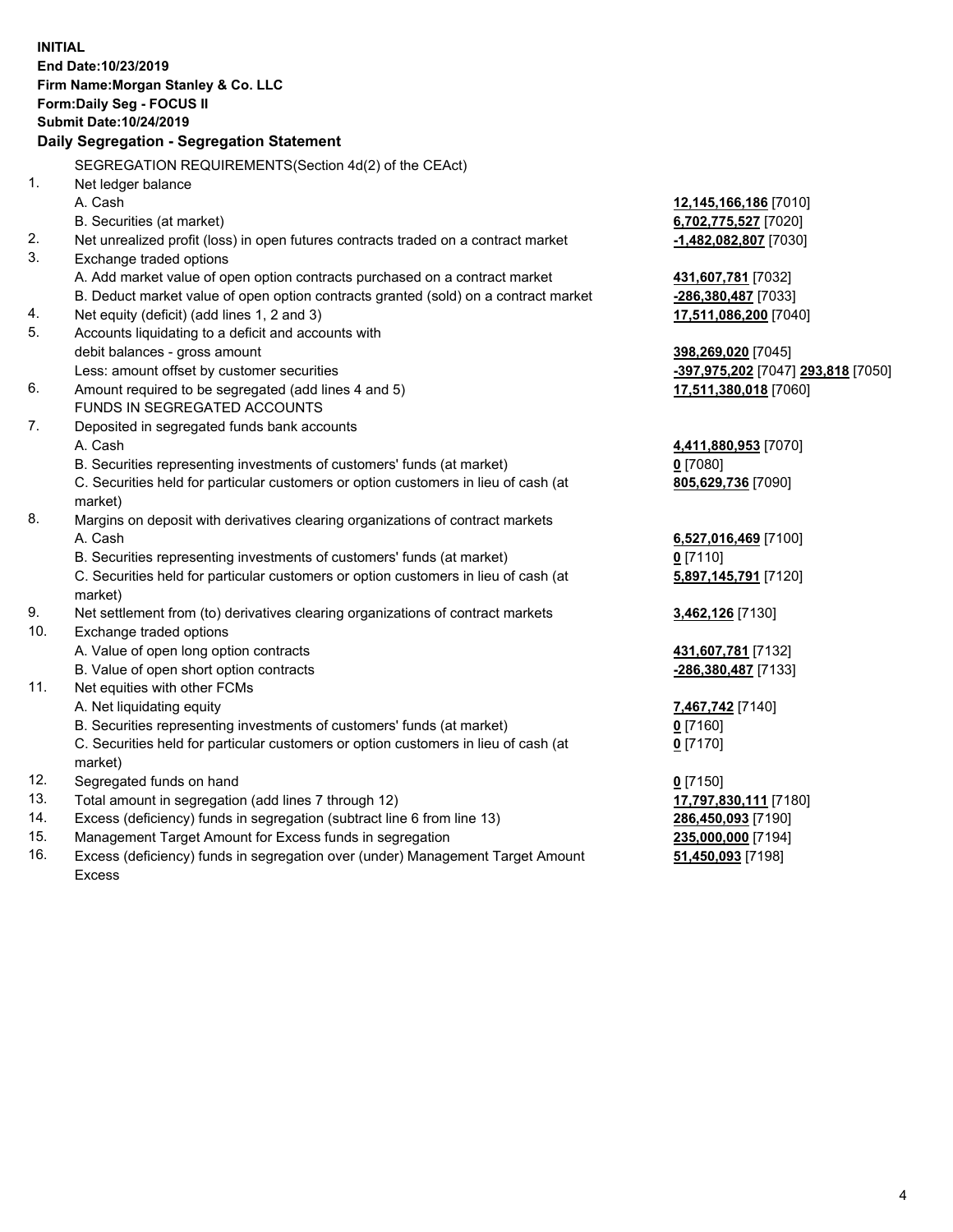**INITIAL**
**End Date:10/23/2019**
**Firm Name:Morgan Stanley & Co. LLC**
**Form:Daily Seg - FOCUS II**
**Submit Date:10/24/2019**

**Daily Segregation - Segregation Statement**

| | | |
|---|---|---|
| | SEGREGATION REQUIREMENTS(Section 4d(2) of the CEAct) | |
| 1. | Net ledger balance | |
| | A. Cash | **12,145,166,186** [7010] |
| | B. Securities (at market) | **6,702,775,527** [7020] |
| 2. | Net unrealized profit (loss) in open futures contracts traded on a contract market | **-1,482,082,807** [7030] |
| 3. | Exchange traded options | |
| | A. Add market value of open option contracts purchased on a contract market | **431,607,781** [7032] |
| | B. Deduct market value of open option contracts granted (sold) on a contract market | **-286,380,487** [7033] |
| 4. | Net equity (deficit) (add lines 1, 2 and 3) | **17,511,086,200** [7040] |
| 5. | Accounts liquidating to a deficit and accounts with debit balances - gross amount | **398,269,020** [7045] |
| | Less: amount offset by customer securities | **-397,975,202** [7047] **293,818** [7050] |
| 6. | Amount required to be segregated (add lines 4 and 5) | **17,511,380,018** [7060] |
| | FUNDS IN SEGREGATED ACCOUNTS | |
| 7. | Deposited in segregated funds bank accounts | |
| | A. Cash | **4,411,880,953** [7070] |
| | B. Securities representing investments of customers' funds (at market) | **0** [7080] |
| | C. Securities held for particular customers or option customers in lieu of cash (at market) | **805,629,736** [7090] |
| 8. | Margins on deposit with derivatives clearing organizations of contract markets | |
| | A. Cash | **6,527,016,469** [7100] |
| | B. Securities representing investments of customers' funds (at market) | **0** [7110] |
| | C. Securities held for particular customers or option customers in lieu of cash (at market) | **5,897,145,791** [7120] |
| 9. | Net settlement from (to) derivatives clearing organizations of contract markets | **3,462,126** [7130] |
| 10. | Exchange traded options | |
| | A. Value of open long option contracts | **431,607,781** [7132] |
| | B. Value of open short option contracts | **-286,380,487** [7133] |
| 11. | Net equities with other FCMs | |
| | A. Net liquidating equity | **7,467,742** [7140] |
| | B. Securities representing investments of customers' funds (at market) | **0** [7160] |
| | C. Securities held for particular customers or option customers in lieu of cash (at market) | **0** [7170] |
| 12. | Segregated funds on hand | **0** [7150] |
| 13. | Total amount in segregation (add lines 7 through 12) | **17,797,830,111** [7180] |
| 14. | Excess (deficiency) funds in segregation (subtract line 6 from line 13) | **286,450,093** [7190] |
| 15. | Management Target Amount for Excess funds in segregation | **235,000,000** [7194] |
| 16. | Excess (deficiency) funds in segregation over (under) Management Target Amount Excess | **51,450,093** [7198] |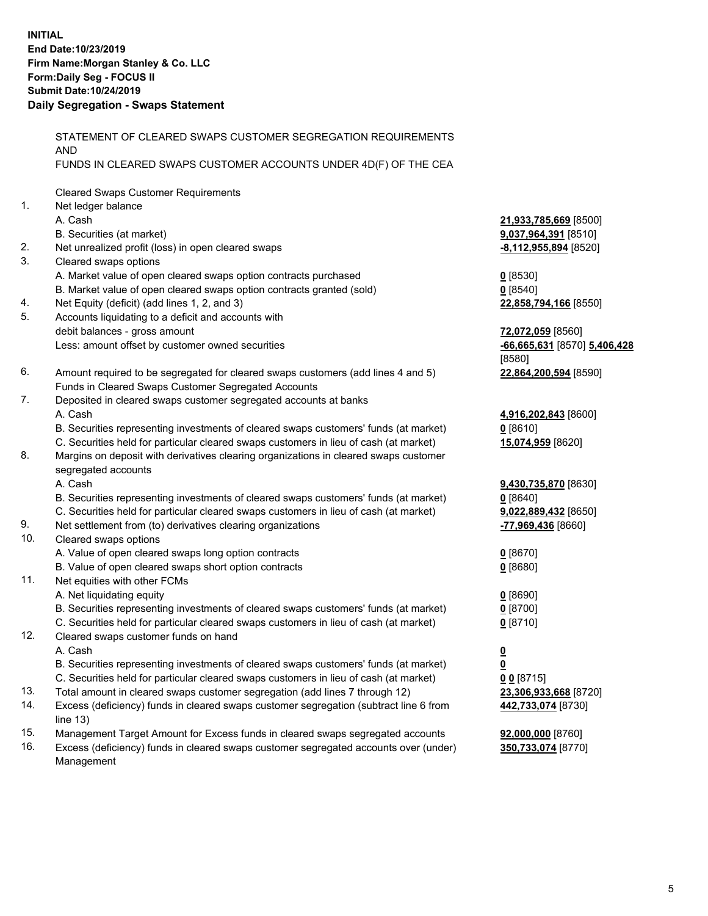**INITIAL**
**End Date:10/23/2019**
**Firm Name:Morgan Stanley & Co. LLC**
**Form:Daily Seg - FOCUS II**
**Submit Date:10/24/2019**
**Daily Segregation - Swaps Statement**

STATEMENT OF CLEARED SWAPS CUSTOMER SEGREGATION REQUIREMENTS AND FUNDS IN CLEARED SWAPS CUSTOMER ACCOUNTS UNDER 4D(F) OF THE CEA

| | | |
|---|---|---|
| | Cleared Swaps Customer Requirements | |
| 1. | Net ledger balance | |
| | A. Cash | **21,933,785,669** [8500] |
| | B. Securities (at market) | **9,037,964,391** [8510] |
| 2. | Net unrealized profit (loss) in open cleared swaps | **-8,112,955,894** [8520] |
| 3. | Cleared swaps options | |
| | A. Market value of open cleared swaps option contracts purchased | **0** [8530] |
| | B. Market value of open cleared swaps option contracts granted (sold) | **0** [8540] |
| 4. | Net Equity (deficit) (add lines 1, 2, and 3) | **22,858,794,166** [8550] |
| 5. | Accounts liquidating to a deficit and accounts with debit balances - gross amount | **72,072,059** [8560] |
| | Less: amount offset by customer owned securities | **-66,665,631** [8570] **5,406,428** [8580] |
| 6. | Amount required to be segregated for cleared swaps customers (add lines 4 and 5) | **22,864,200,594** [8590] |
| | Funds in Cleared Swaps Customer Segregated Accounts | |
| 7. | Deposited in cleared swaps customer segregated accounts at banks | |
| | A. Cash | **4,916,202,843** [8600] |
| | B. Securities representing investments of cleared swaps customers' funds (at market) | **0** [8610] |
| | C. Securities held for particular cleared swaps customers in lieu of cash (at market) | **15,074,959** [8620] |
| 8. | Margins on deposit with derivatives clearing organizations in cleared swaps customer segregated accounts | |
| | A. Cash | **9,430,735,870** [8630] |
| | B. Securities representing investments of cleared swaps customers' funds (at market) | **0** [8640] |
| | C. Securities held for particular cleared swaps customers in lieu of cash (at market) | **9,022,889,432** [8650] |
| 9. | Net settlement from (to) derivatives clearing organizations | **-77,969,436** [8660] |
| 10. | Cleared swaps options | |
| | A. Value of open cleared swaps long option contracts | **0** [8670] |
| | B. Value of open cleared swaps short option contracts | **0** [8680] |
| 11. | Net equities with other FCMs | |
| | A. Net liquidating equity | **0** [8690] |
| | B. Securities representing investments of cleared swaps customers' funds (at market) | **0** [8700] |
| | C. Securities held for particular cleared swaps customers in lieu of cash (at market) | **0** [8710] |
| 12. | Cleared swaps customer funds on hand | |
| | A. Cash | **0** |
| | B. Securities representing investments of cleared swaps customers' funds (at market) | **0** |
| | C. Securities held for particular cleared swaps customers in lieu of cash (at market) | **0** **0** [8715] |
| 13. | Total amount in cleared swaps customer segregation (add lines 7 through 12) | **23,306,933,668** [8720] |
| 14. | Excess (deficiency) funds in cleared swaps customer segregation (subtract line 6 from line 13) | **442,733,074** [8730] |
| 15. | Management Target Amount for Excess funds in cleared swaps segregated accounts | **92,000,000** [8760] |
| 16. | Excess (deficiency) funds in cleared swaps customer segregated accounts over (under) Management | **350,733,074** [8770] |